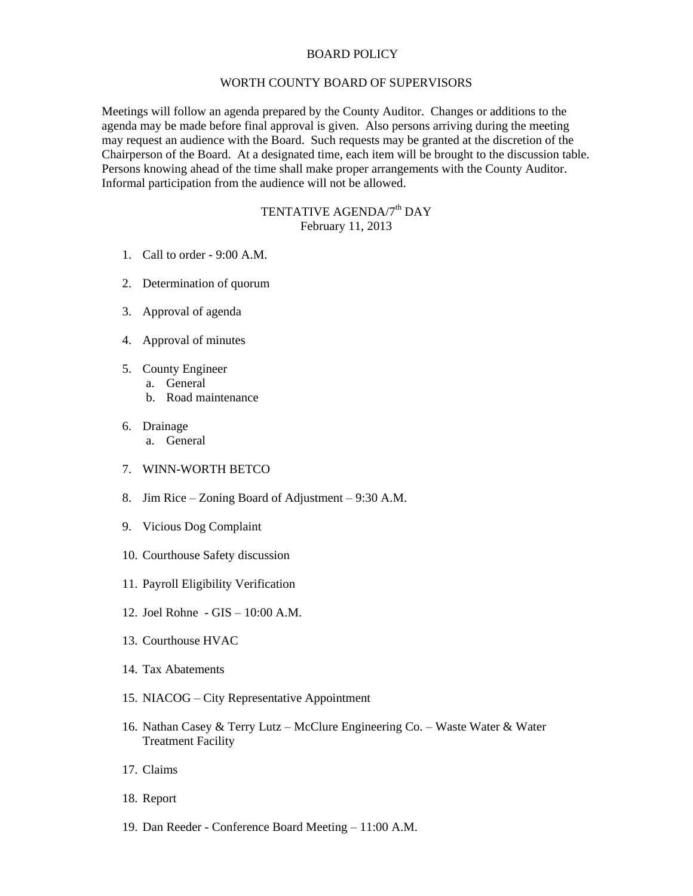# BOARD POLICY

## WORTH COUNTY BOARD OF SUPERVISORS

Meetings will follow an agenda prepared by the County Auditor. Changes or additions to the agenda may be made before final approval is given. Also persons arriving during the meeting may request an audience with the Board. Such requests may be granted at the discretion of the Chairperson of the Board. At a designated time, each item will be brought to the discussion table. Persons knowing ahead of the time shall make proper arrangements with the County Auditor. Informal participation from the audience will not be allowed.

### TENTATIVE AGENDA/7th DAY
February 11, 2013

1. Call to order - 9:00 A.M.

2. Determination of quorum

3. Approval of agenda

4. Approval of minutes

5. County Engineer
   a. General
   b. Road maintenance

6. Drainage
   a. General

7. WINN-WORTH BETCO

8. Jim Rice – Zoning Board of Adjustment – 9:30 A.M.

9. Vicious Dog Complaint

10. Courthouse Safety discussion

11. Payroll Eligibility Verification

12. Joel Rohne - GIS – 10:00 A.M.

13. Courthouse HVAC

14. Tax Abatements

15. NIACOG – City Representative Appointment

16. Nathan Casey & Terry Lutz – McClure Engineering Co. – Waste Water & Water Treatment Facility

17. Claims

18. Report

19. Dan Reeder - Conference Board Meeting – 11:00 A.M.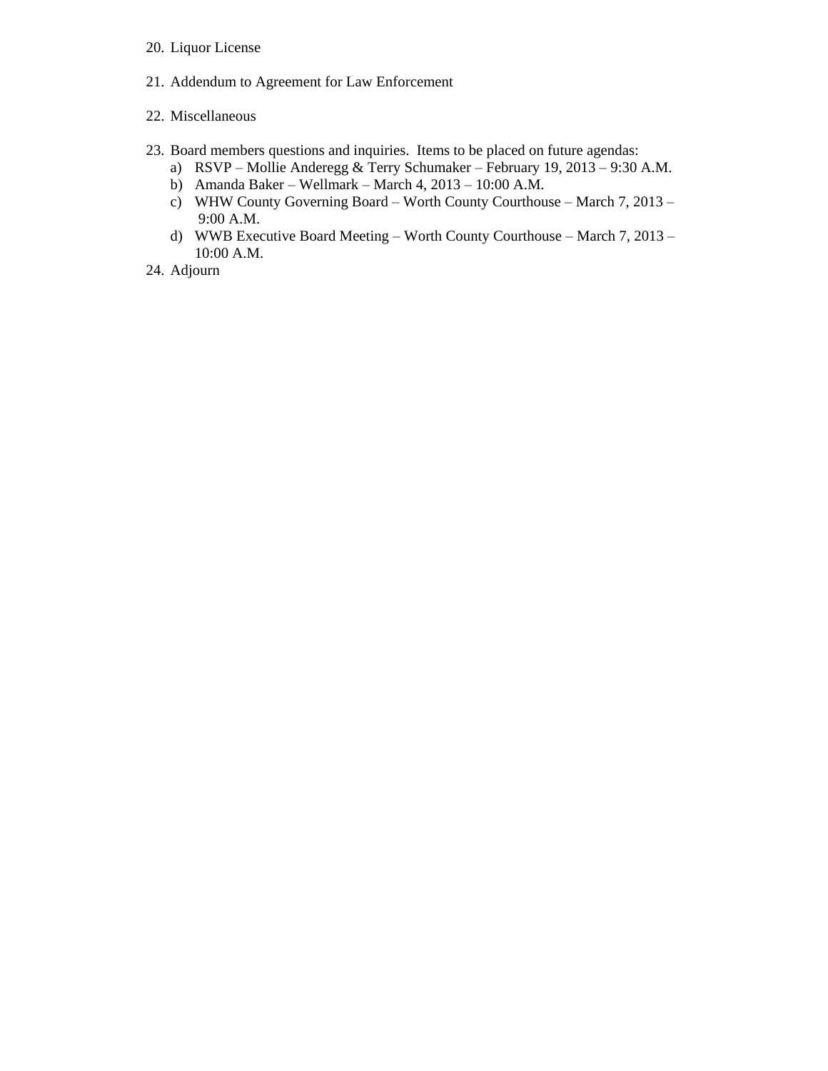20. Liquor License

21. Addendum to Agreement for Law Enforcement

22. Miscellaneous

23. Board members questions and inquiries. Items to be placed on future agendas:
    a) RSVP – Mollie Anderegg & Terry Schumaker – February 19, 2013 – 9:30 A.M.
    b) Amanda Baker – Wellmark – March 4, 2013 – 10:00 A.M.
    c) WHW County Governing Board – Worth County Courthouse – March 7, 2013 – 9:00 A.M.
    d) WWB Executive Board Meeting – Worth County Courthouse – March 7, 2013 – 10:00 A.M.

24. Adjourn